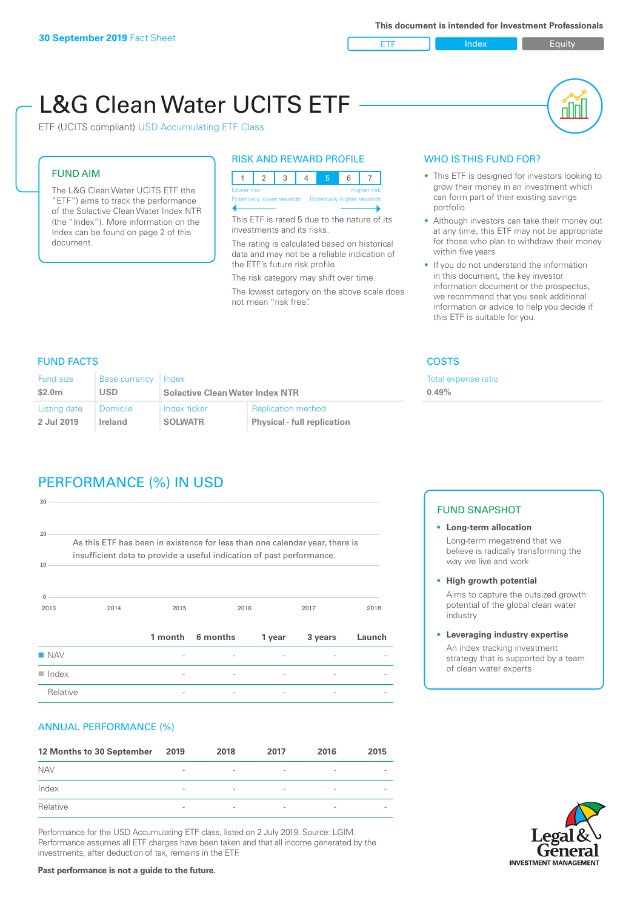**30 September 2019** Fact Sheet

This document is intended for Investment Professionals

ETF | Index | Equity

# L&G Clean Water UCITS ETF

ETF (UCITS compliant) USD Accumulating ETF Class

## FUND AIM

The L&G Clean Water UCITS ETF (the "ETF") aims to track the performance of the Solactive Clean Water Index NTR (the "Index"). More information on the Index can be found on page 2 of this document.

## RISK AND REWARD PROFILE

| 1 | 2 | 3 | 4 | 5 | 6 | 7 |
|---|---|---|---|---|---|---|

Lower risk — Potentially lower rewards | Higher risk — Potentially higher rewards

This ETF is rated 5 due to the nature of its investments and its risks.

The rating is calculated based on historical data and may not be a reliable indication of the ETF's future risk profile.

The risk category may shift over time.

The lowest category on the above scale does not mean "risk free".

## WHO IS THIS FUND FOR?

- This ETF is designed for investors looking to grow their money in an investment which can form part of their existing savings portfolio
- Although investors can take their money out at any time, this ETF may not be appropriate for those who plan to withdraw their money within five years
- If you do not understand the information in this document, the key investor information document or the prospectus, we recommend that you seek additional information or advice to help you decide if this ETF is suitable for you.

## FUND FACTS

| Fund size | Base currency | Index | |
|---|---|---|---|
| **$2.0m** | **USD** | **Solactive Clean Water Index NTR** | |
| **Listing date** | **Domicile** | **Index ticker** | **Replication method** |
| **2 Jul 2019** | **Ireland** | **SOLWATR** | **Physical - full replication** |

## COSTS

Total expense ratio
**0.49%**

## PERFORMANCE (%) IN USD

As this ETF has been in existence for less than one calendar year, there is insufficient data to provide a useful indication of past performance.

| | 1 month | 6 months | 1 year | 3 years | Launch |
|---|---|---|---|---|---|
| NAV | - | - | - | - | - |
| Index | - | - | - | - | - |
| Relative | - | - | - | - | - |

## FUND SNAPSHOT

- **Long-term allocation**
  Long-term megatrend that we believe is radically transforming the way we live and work
- **High growth potential**
  Aims to capture the outsized growth potential of the global clean water industry
- **Leveraging industry expertise**
  An index tracking investment strategy that is supported by a team of clean water experts

## ANNUAL PERFORMANCE (%)

| 12 Months to 30 September | 2019 | 2018 | 2017 | 2016 | 2015 |
|---|---|---|---|---|---|
| NAV | - | - | - | - | - |
| Index | - | - | - | - | - |
| Relative | - | - | - | - | - |

Performance for the USD Accumulating ETF class, listed on 2 July 2019. Source: LGIM. Performance assumes all ETF charges have been taken and that all income generated by the investments, after deduction of tax, remains in the ETF.

**Past performance is not a guide to the future.**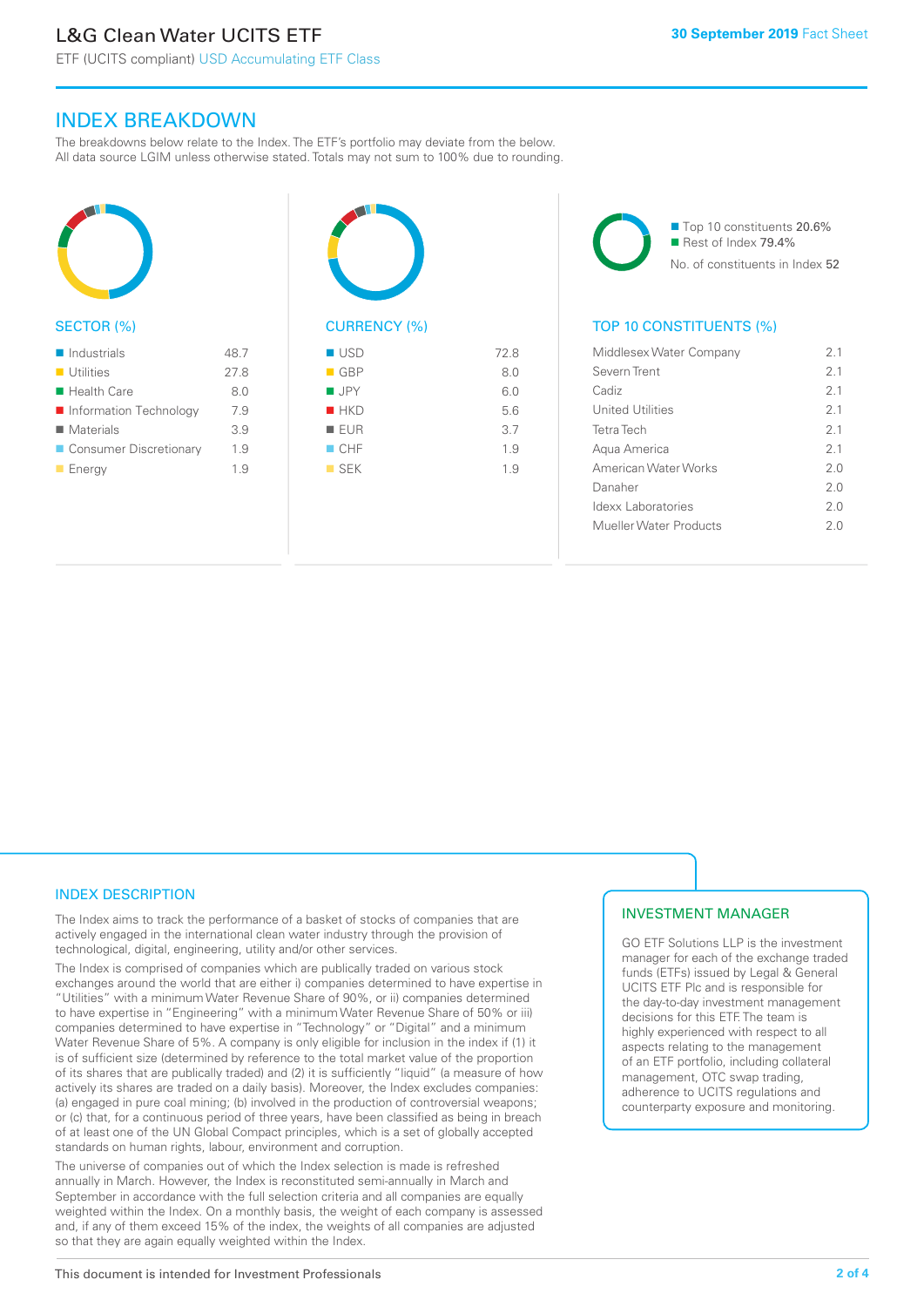# L&G Clean Water UCITS ETF

ETF (UCITS compliant) USD Accumulating ETF Class

**30 September 2019** Fact Sheet

## INDEX BREAKDOWN

The breakdowns below relate to the Index. The ETF's portfolio may deviate from the below. All data source LGIM unless otherwise stated. Totals may not sum to 100% due to rounding.

### SECTOR (%)

| Sector | % |
|---|---|
| Industrials | 48.7 |
| Utilities | 27.8 |
| Health Care | 8.0 |
| Information Technology | 7.9 |
| Materials | 3.9 |
| Consumer Discretionary | 1.9 |
| Energy | 1.9 |

### CURRENCY (%)

| Currency | % |
|---|---|
| USD | 72.8 |
| GBP | 8.0 |
| JPY | 6.0 |
| HKD | 5.6 |
| EUR | 3.7 |
| CHF | 1.9 |
| SEK | 1.9 |

- Top 10 constituents 20.6%
- Rest of Index 79.4%

No. of constituents in Index 52

### TOP 10 CONSTITUENTS (%)

| Constituent | % |
|---|---|
| Middlesex Water Company | 2.1 |
| Severn Trent | 2.1 |
| Cadiz | 2.1 |
| United Utilities | 2.1 |
| Tetra Tech | 2.1 |
| Aqua America | 2.1 |
| American Water Works | 2.0 |
| Danaher | 2.0 |
| Idexx Laboratories | 2.0 |
| Mueller Water Products | 2.0 |

## INDEX DESCRIPTION

The Index aims to track the performance of a basket of stocks of companies that are actively engaged in the international clean water industry through the provision of technological, digital, engineering, utility and/or other services.

The Index is comprised of companies which are publically traded on various stock exchanges around the world that are either i) companies determined to have expertise in "Utilities" with a minimum Water Revenue Share of 90%, or ii) companies determined to have expertise in "Engineering" with a minimum Water Revenue Share of 50% or iii) companies determined to have expertise in "Technology" or "Digital" and a minimum Water Revenue Share of 5%. A company is only eligible for inclusion in the index if (1) it is of sufficient size (determined by reference to the total market value of the proportion of its shares that are publically traded) and (2) it is sufficiently "liquid" (a measure of how actively its shares are traded on a daily basis). Moreover, the Index excludes companies: (a) engaged in pure coal mining; (b) involved in the production of controversial weapons; or (c) that, for a continuous period of three years, have been classified as being in breach of at least one of the UN Global Compact principles, which is a set of globally accepted standards on human rights, labour, environment and corruption.

The universe of companies out of which the Index selection is made is refreshed annually in March. However, the Index is reconstituted semi-annually in March and September in accordance with the full selection criteria and all companies are equally weighted within the Index. On a monthly basis, the weight of each company is assessed and, if any of them exceed 15% of the index, the weights of all companies are adjusted so that they are again equally weighted within the Index.

## INVESTMENT MANAGER

GO ETF Solutions LLP is the investment manager for each of the exchange traded funds (ETFs) issued by Legal & General UCITS ETF Plc and is responsible for the day-to-day investment management decisions for this ETF. The team is highly experienced with respect to all aspects relating to the management of an ETF portfolio, including collateral management, OTC swap trading, adherence to UCITS regulations and counterparty exposure and monitoring.

This document is intended for Investment Professionals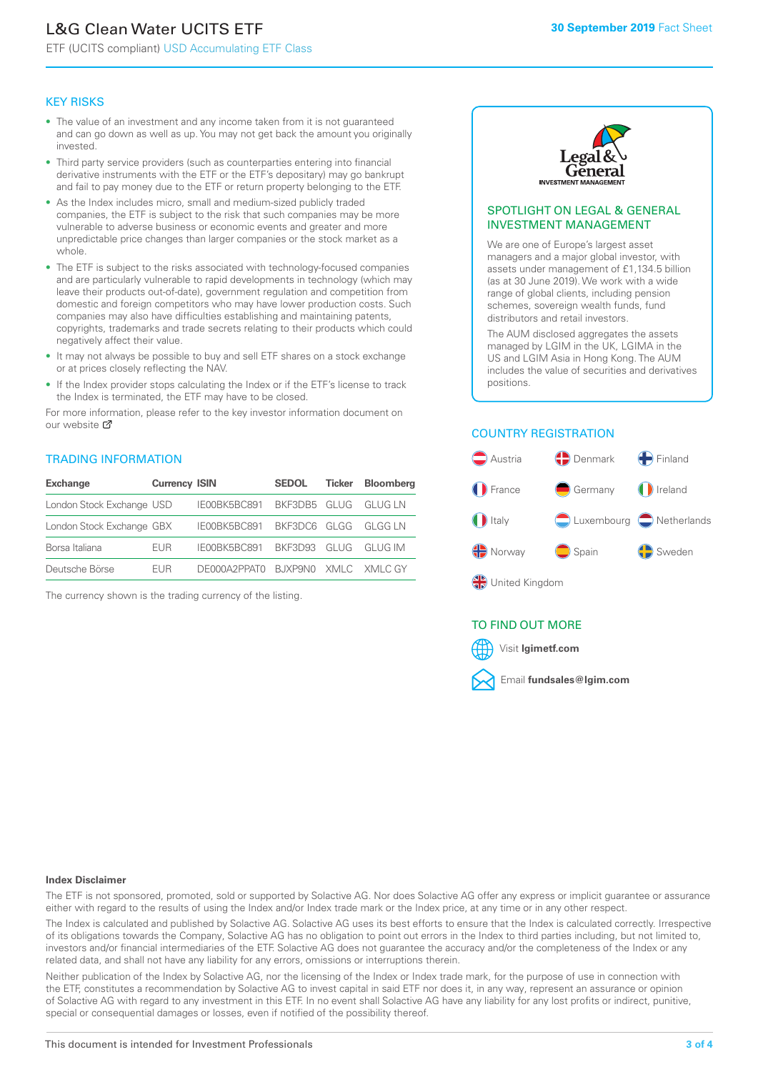# L&G Clean Water UCITS ETF

ETF (UCITS compliant) USD Accumulating ETF Class

30 September 2019 Fact Sheet

## KEY RISKS

- The value of an investment and any income taken from it is not guaranteed and can go down as well as up. You may not get back the amount you originally invested.
- Third party service providers (such as counterparties entering into financial derivative instruments with the ETF or the ETF's depositary) may go bankrupt and fail to pay money due to the ETF or return property belonging to the ETF.
- As the Index includes micro, small and medium-sized publicly traded companies, the ETF is subject to the risk that such companies may be more vulnerable to adverse business or economic events and greater and more unpredictable price changes than larger companies or the stock market as a whole.
- The ETF is subject to the risks associated with technology-focused companies and are particularly vulnerable to rapid developments in technology (which may leave their products out-of-date), government regulation and competition from domestic and foreign competitors who may have lower production costs. Such companies may also have difficulties establishing and maintaining patents, copyrights, trademarks and trade secrets relating to their products which could negatively affect their value.
- It may not always be possible to buy and sell ETF shares on a stock exchange or at prices closely reflecting the NAV.
- If the Index provider stops calculating the Index or if the ETF's license to track the Index is terminated, the ETF may have to be closed.

For more information, please refer to the key investor information document on our website

## TRADING INFORMATION

| Exchange | Currency | ISIN | SEDOL | Ticker | Bloomberg |
|---|---|---|---|---|---|
| London Stock Exchange | USD | IE00BK5BC891 | BKF3DB5 | GLUG | GLUG LN |
| London Stock Exchange | GBX | IE00BK5BC891 | BKF3DC6 | GLGG | GLGG LN |
| Borsa Italiana | EUR | IE00BK5BC891 | BKF3D93 | GLUG | GLUG IM |
| Deutsche Börse | EUR | DE000A2PPAT0 | BJXP9N0 | XMLC | XMLC GY |

The currency shown is the trading currency of the listing.

## SPOTLIGHT ON LEGAL & GENERAL INVESTMENT MANAGEMENT

We are one of Europe's largest asset managers and a major global investor, with assets under management of £1,134.5 billion (as at 30 June 2019). We work with a wide range of global clients, including pension schemes, sovereign wealth funds, fund distributors and retail investors.

The AUM disclosed aggregates the assets managed by LGIM in the UK, LGIMA in the US and LGIM Asia in Hong Kong. The AUM includes the value of securities and derivatives positions.

## COUNTRY REGISTRATION

Austria, Denmark, Finland, France, Germany, Ireland, Italy, Luxembourg, Netherlands, Norway, Spain, Sweden, United Kingdom

## TO FIND OUT MORE

Visit **lgimetf.com**

Email **fundsales@lgim.com**

### Index Disclaimer

The ETF is not sponsored, promoted, sold or supported by Solactive AG. Nor does Solactive AG offer any express or implicit guarantee or assurance either with regard to the results of using the Index and/or Index trade mark or the Index price, at any time or in any other respect.

The Index is calculated and published by Solactive AG. Solactive AG uses its best efforts to ensure that the Index is calculated correctly. Irrespective of its obligations towards the Company, Solactive AG has no obligation to point out errors in the Index to third parties including, but not limited to, investors and/or financial intermediaries of the ETF. Solactive AG does not guarantee the accuracy and/or the completeness of the Index or any related data, and shall not have any liability for any errors, omissions or interruptions therein.

Neither publication of the Index by Solactive AG, nor the licensing of the Index or Index trade mark, for the purpose of use in connection with the ETF, constitutes a recommendation by Solactive AG to invest capital in said ETF nor does it, in any way, represent an assurance or opinion of Solactive AG with regard to any investment in this ETF. In no event shall Solactive AG have any liability for any lost profits or indirect, punitive, special or consequential damages or losses, even if notified of the possibility thereof.

This document is intended for Investment Professionals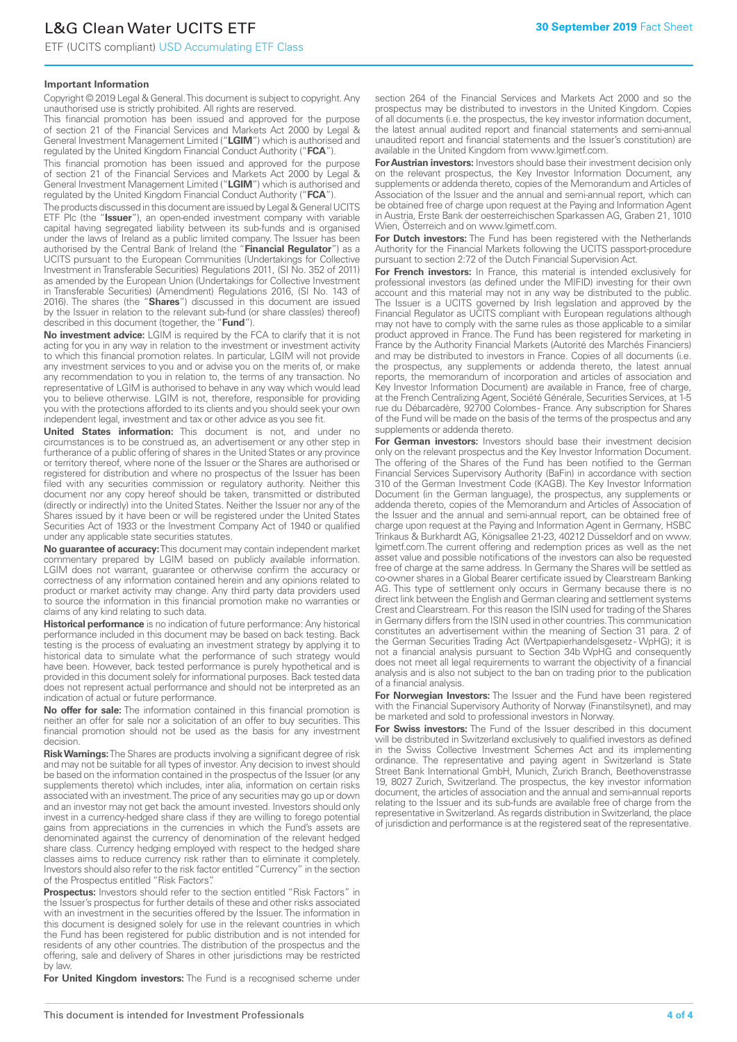## Important Information

Copyright © 2019 Legal & General. This document is subject to copyright. Any unauthorised use is strictly prohibited. All rights are reserved.

This financial promotion has been issued and approved for the purpose of section 21 of the Financial Services and Markets Act 2000 by Legal & General Investment Management Limited ("**LGIM**") which is authorised and regulated by the United Kingdom Financial Conduct Authority ("**FCA**").

This financial promotion has been issued and approved for the purpose of section 21 of the Financial Services and Markets Act 2000 by Legal & General Investment Management Limited ("**LGIM**") which is authorised and regulated by the United Kingdom Financial Conduct Authority ("**FCA**").

The products discussed in this document are issued by Legal & General UCITS ETF Plc (the "**Issuer**"), an open-ended investment company with variable capital having segregated liability between its sub-funds and is organised under the laws of Ireland as a public limited company. The Issuer has been authorised by the Central Bank of Ireland (the "**Financial Regulator**") as a UCITS pursuant to the European Communities (Undertakings for Collective Investment in Transferable Securities) Regulations 2011, (SI No. 352 of 2011) as amended by the European Union (Undertakings for Collective Investment in Transferable Securities) (Amendment) Regulations 2016, (SI No. 143 of 2016). The shares (the "**Shares**") discussed in this document are issued by the Issuer in relation to the relevant sub-fund (or share class(es) thereof) described in this document (together, the "**Fund**").

**No investment advice:** LGIM is required by the FCA to clarify that it is not acting for you in any way in relation to the investment or investment activity to which this financial promotion relates. In particular, LGIM will not provide any investment services to you and or advise you on the merits of, or make any recommendation to you in relation to, the terms of any transaction. No representative of LGIM is authorised to behave in any way which would lead you to believe otherwise. LGIM is not, therefore, responsible for providing you with the protections afforded to its clients and you should seek your own independent legal, investment and tax or other advice as you see fit.

**United States information:** This document is not, and under no circumstances is to be construed as, an advertisement or any other step in furtherance of a public offering of shares in the United States or any province or territory thereof, where none of the Issuer or the Shares are authorised or registered for distribution and where no prospectus of the Issuer has been filed with any securities commission or regulatory authority. Neither this document nor any copy hereof should be taken, transmitted or distributed (directly or indirectly) into the United States. Neither the Issuer nor any of the Shares issued by it have been or will be registered under the United States Securities Act of 1933 or the Investment Company Act of 1940 or qualified under any applicable state securities statutes.

**No guarantee of accuracy:** This document may contain independent market commentary prepared by LGIM based on publicly available information. LGIM does not warrant, guarantee or otherwise confirm the accuracy or correctness of any information contained herein and any opinions related to product or market activity may change. Any third party data providers used to source the information in this financial promotion make no warranties or claims of any kind relating to such data.

**Historical performance** is no indication of future performance: Any historical performance included in this document may be based on back testing. Back testing is the process of evaluating an investment strategy by applying it to historical data to simulate what the performance of such strategy would have been. However, back tested performance is purely hypothetical and is provided in this document solely for informational purposes. Back tested data does not represent actual performance and should not be interpreted as an indication of actual or future performance.

**No offer for sale:** The information contained in this financial promotion is neither an offer for sale nor a solicitation of an offer to buy securities. This financial promotion should not be used as the basis for any investment decision.

**Risk Warnings:** The Shares are products involving a significant degree of risk and may not be suitable for all types of investor. Any decision to invest should be based on the information contained in the prospectus of the Issuer (or any supplements thereto) which includes, inter alia, information on certain risks associated with an investment. The price of any securities may go up or down and an investor may not get back the amount invested. Investors should only invest in a currency-hedged share class if they are willing to forego potential gains from appreciations in the currencies in which the Fund's assets are denominated against the currency of denomination of the relevant hedged share class. Currency hedging employed with respect to the hedged share classes aims to reduce currency risk rather than to eliminate it completely. Investors should also refer to the risk factor entitled "Currency" in the section of the Prospectus entitled "Risk Factors".

**Prospectus:** Investors should refer to the section entitled "Risk Factors" in the Issuer's prospectus for further details of these and other risks associated with an investment in the securities offered by the Issuer. The information in this document is designed solely for use in the relevant countries in which the Fund has been registered for public distribution and is not intended for residents of any other countries. The distribution of the prospectus and the offering, sale and delivery of Shares in other jurisdictions may be restricted by law.

**For United Kingdom investors:** The Fund is a recognised scheme under section 264 of the Financial Services and Markets Act 2000 and so the prospectus may be distributed to investors in the United Kingdom. Copies of all documents (i.e. the prospectus, the key investor information document, the latest annual audited report and financial statements and semi-annual unaudited report and financial statements and the Issuer's constitution) are available in the United Kingdom from www.lgimetf.com.

**For Austrian investors:** Investors should base their investment decision only on the relevant prospectus, the Key Investor Information Document, any supplements or addenda thereto, copies of the Memorandum and Articles of Association of the Issuer and the annual and semi-annual report, which can be obtained free of charge upon request at the Paying and Information Agent in Austria, Erste Bank der oesterreichischen Sparkassen AG, Graben 21, 1010 Wien, Österreich and on www.lgimetf.com.

**For Dutch investors:** The Fund has been registered with the Netherlands Authority for the Financial Markets following the UCITS passport-procedure pursuant to section 2:72 of the Dutch Financial Supervision Act.

**For French investors:** In France, this material is intended exclusively for professional investors (as defined under the MIFID) investing for their own account and this material may not in any way be distributed to the public. The Issuer is a UCITS governed by Irish legislation and approved by the Financial Regulator as UCITS compliant with European regulations although may not have to comply with the same rules as those applicable to a similar product approved in France. The Fund has been registered for marketing in France by the Authority Financial Markets (Autorité des Marchés Financiers) and may be distributed to investors in France. Copies of all documents (i.e. the prospectus, any supplements or addenda thereto, the latest annual reports, the memorandum of incorporation and articles of association and Key Investor Information Document) are available in France, free of charge, at the French Centralizing Agent, Société Générale, Securities Services, at 1-5 rue du Débarcadère, 92700 Colombes - France. Any subscription for Shares of the Fund will be made on the basis of the terms of the prospectus and any supplements or addenda thereto.

**For German investors:** Investors should base their investment decision only on the relevant prospectus and the Key Investor Information Document. The offering of the Shares of the Fund has been notified to the German Financial Services Supervisory Authority (BaFin) in accordance with section 310 of the German Investment Code (KAGB). The Key Investor Information Document (in the German language), the prospectus, any supplements or addenda thereto, copies of the Memorandum and Articles of Association of the Issuer and the annual and semi-annual report, can be obtained free of charge upon request at the Paying and Information Agent in Germany, HSBC Trinkaus & Burkhardt AG, Königsallee 21-23, 40212 Düsseldorf and on www.lgimetf.com. The current offering and redemption prices as well as the net asset value and possible notifications of the investors can also be requested free of charge at the same address. In Germany the Shares will be settled as co-owner shares in a Global Bearer certificate issued by Clearstream Banking AG. This type of settlement only occurs in Germany because there is no direct link between the English and German clearing and settlement systems Crest and Clearstream. For this reason the ISIN used for trading of the Shares in Germany differs from the ISIN used in other countries. This communication constitutes an advertisement within the meaning of Section 31 para. 2 of the German Securities Trading Act (Wertpapierhandelsgesetz - WpHG); it is not a financial analysis pursuant to Section 34b WpHG and consequently does not meet all legal requirements to warrant the objectivity of a financial analysis and is also not subject to the ban on trading prior to the publication of a financial analysis.

**For Norwegian Investors:** The Issuer and the Fund have been registered with the Financial Supervisory Authority of Norway (Finanstilsynet), and may be marketed and sold to professional investors in Norway.

**For Swiss investors:** The Fund of the Issuer described in this document will be distributed in Switzerland exclusively to qualified investors as defined in the Swiss Collective Investment Schemes Act and its implementing ordinance. The representative and paying agent in Switzerland is State Street Bank International GmbH, Munich, Zurich Branch, Beethovenstrasse 19, 8027 Zurich, Switzerland. The prospectus, the key investor information document, the articles of association and the annual and semi-annual reports relating to the Issuer and its sub-funds are available free of charge from the representative in Switzerland. As regards distribution in Switzerland, the place of jurisdiction and performance is at the registered seat of the representative.